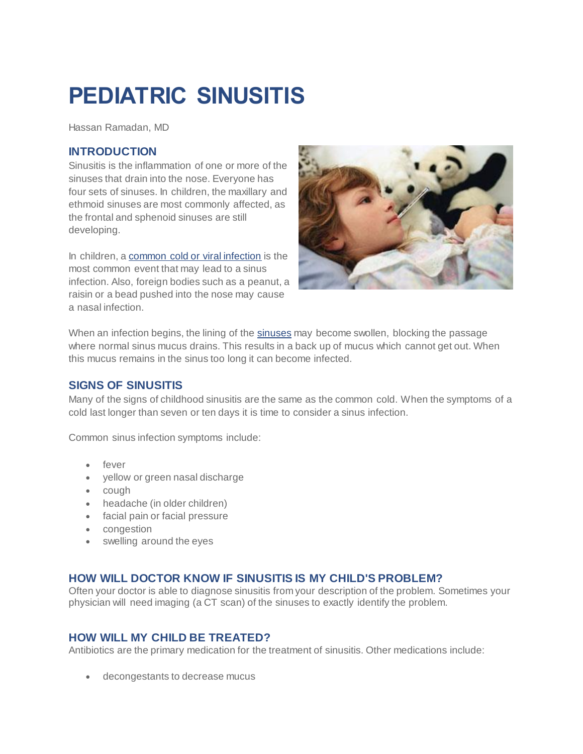# PEDIATRIC SINUSITIS

Hassan Ramadan, MD

## INTRODUCTION

Sinusitis is the inflammation of one or more of the sinuses that drain into the nose. Everyone has four sets of sinuses. In children, the maxillary and ethmoid sinuses are most commonly affected, as the frontal and sphenoid sinuses are still developing.

In children, a common cold or viral infection is the most common event that may lead to a sinus infection. Also, foreign bodies such as a peanut, a raisin or a bead pushed into the nose may cause a nasal infection.

When an infection begins, the lining of the sinuses may become swollen, blocking the passage where normal sinus mucus drains. This results in a back up of mucus which cannot get out. When this mucus remains in the sinus too long it can become infected.

## SIGNS OF SINUSITIS

Many of the signs of childhood sinusitis are the same as the common cold. When the symptoms of a cold last longer than seven or ten days it is time to consider a sinus infection.

Common sinus infection symptoms include:

- fever
- yellow or green nasal discharge
- cough
- headache (in older children)
- facial pain or facial pressure
- congestion
- swelling around the eyes

## HOW WILL DOCTOR KNOW IF SINUSITIS IS MY CHILD'S PROBLEM?

Often your doctor is able to diagnose sinusitis from your description of the problem. Sometimes your physician will need imaging (a CT scan) of the sinuses to exactly identify the problem.

## HOW WILL MY CHILD BE TREATED?

Antibiotics are the primary medication for the treatment of sinusitis. Other medications include:

- decongestants to decrease mucus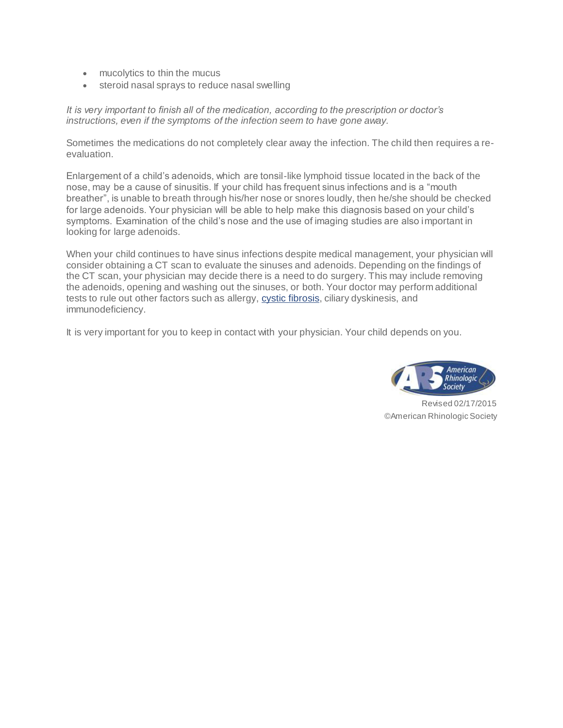- mucolytics to thin the mucus
- steroid nasal sprays to reduce nasal swelling

*It is very important to finish all of the medication, according to the prescription or doctor's instructions, even if the symptoms of the infection seem to have gone away.*

Sometimes the medications do not completely clear away the infection. The child then requires a re-evaluation.

Enlargement of a child's adenoids, which are tonsil-like lymphoid tissue located in the back of the nose, may be a cause of sinusitis. If your child has frequent sinus infections and is a "mouth breather", is unable to breath through his/her nose or snores loudly, then he/she should be checked for large adenoids. Your physician will be able to help make this diagnosis based on your child's symptoms. Examination of the child's nose and the use of imaging studies are also important in looking for large adenoids.

When your child continues to have sinus infections despite medical management, your physician will consider obtaining a CT scan to evaluate the sinuses and adenoids. Depending on the findings of the CT scan, your physician may decide there is a need to do surgery. This may include removing the adenoids, opening and washing out the sinuses, or both. Your doctor may perform additional tests to rule out other factors such as allergy, [cystic fibrosis](), ciliary dyskinesis, and immunodeficiency.

It is very important for you to keep in contact with your physician. Your child depends on you.

Revised 02/17/2015
©American Rhinologic Society